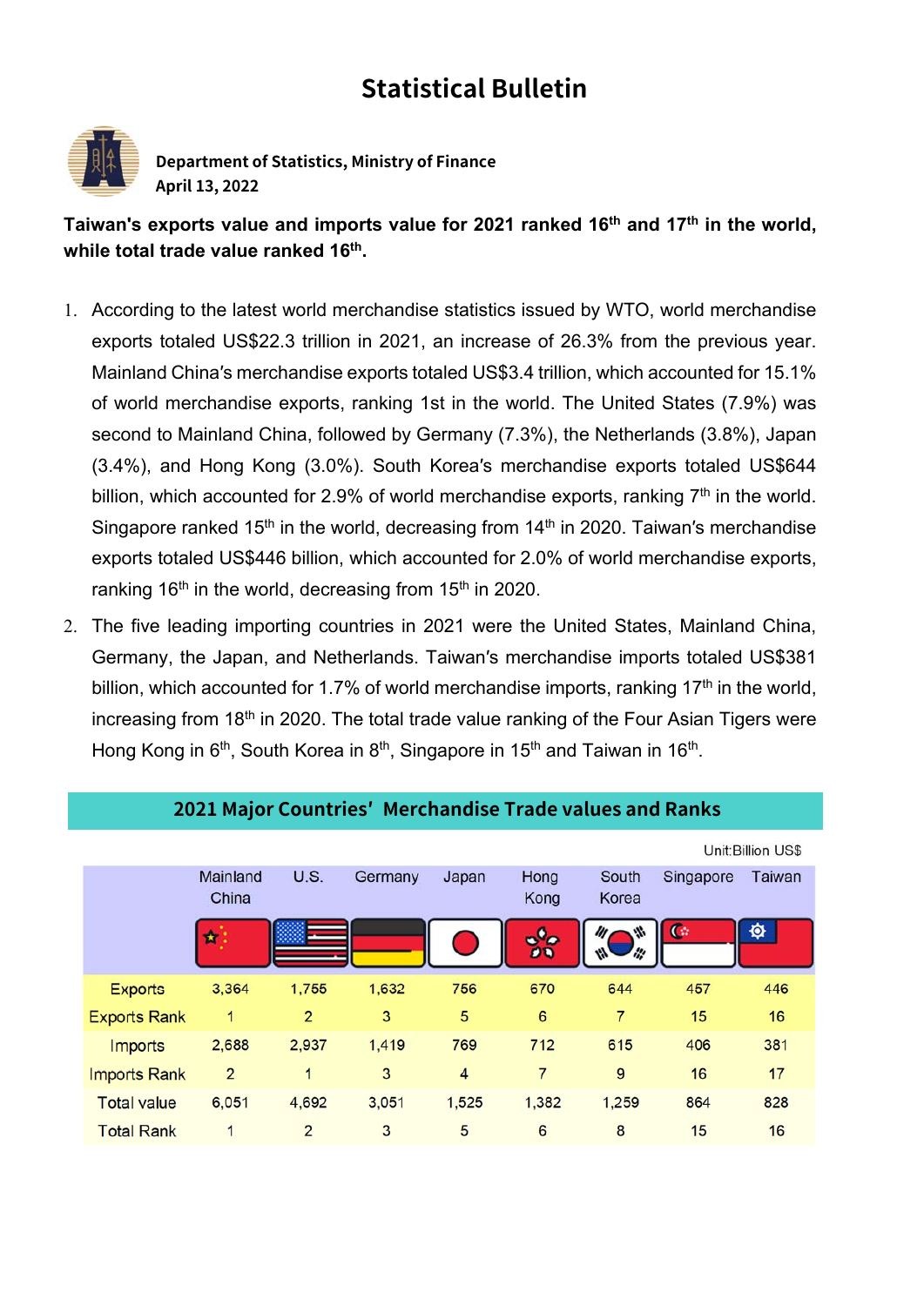# Statistical Bulletin

**Department of Statistics, Ministry of Finance**
**April 13, 2022**

**Taiwan's exports value and imports value for 2021 ranked 16th and 17th in the world, while total trade value ranked 16th.**

1. According to the latest world merchandise statistics issued by WTO, world merchandise exports totaled US$22.3 trillion in 2021, an increase of 26.3% from the previous year. Mainland China's merchandise exports totaled US$3.4 trillion, which accounted for 15.1% of world merchandise exports, ranking 1st in the world. The United States (7.9%) was second to Mainland China, followed by Germany (7.3%), the Netherlands (3.8%), Japan (3.4%), and Hong Kong (3.0%). South Korea's merchandise exports totaled US$644 billion, which accounted for 2.9% of world merchandise exports, ranking 7th in the world. Singapore ranked 15th in the world, decreasing from 14th in 2020. Taiwan's merchandise exports totaled US$446 billion, which accounted for 2.0% of world merchandise exports, ranking 16th in the world, decreasing from 15th in 2020.
2. The five leading importing countries in 2021 were the United States, Mainland China, Germany, the Japan, and Netherlands. Taiwan's merchandise imports totaled US$381 billion, which accounted for 1.7% of world merchandise imports, ranking 17th in the world, increasing from 18th in 2020. The total trade value ranking of the Four Asian Tigers were Hong Kong in 6th, South Korea in 8th, Singapore in 15th and Taiwan in 16th.

## 2021 Major Countries' Merchandise Trade values and Ranks

Unit:Billion US$

| | Mainland China | U.S. | Germany | Japan | Hong Kong | South Korea | Singapore | Taiwan |
|---|---|---|---|---|---|---|---|---|
| Exports | 3,364 | 1,755 | 1,632 | 756 | 670 | 644 | 457 | 446 |
| Exports Rank | 1 | 2 | 3 | 5 | 6 | 7 | 15 | 16 |
| Imports | 2,688 | 2,937 | 1,419 | 769 | 712 | 615 | 406 | 381 |
| Imports Rank | 2 | 1 | 3 | 4 | 7 | 9 | 16 | 17 |
| Total value | 6,051 | 4,692 | 3,051 | 1,525 | 1,382 | 1,259 | 864 | 828 |
| Total Rank | 1 | 2 | 3 | 5 | 6 | 8 | 15 | 16 |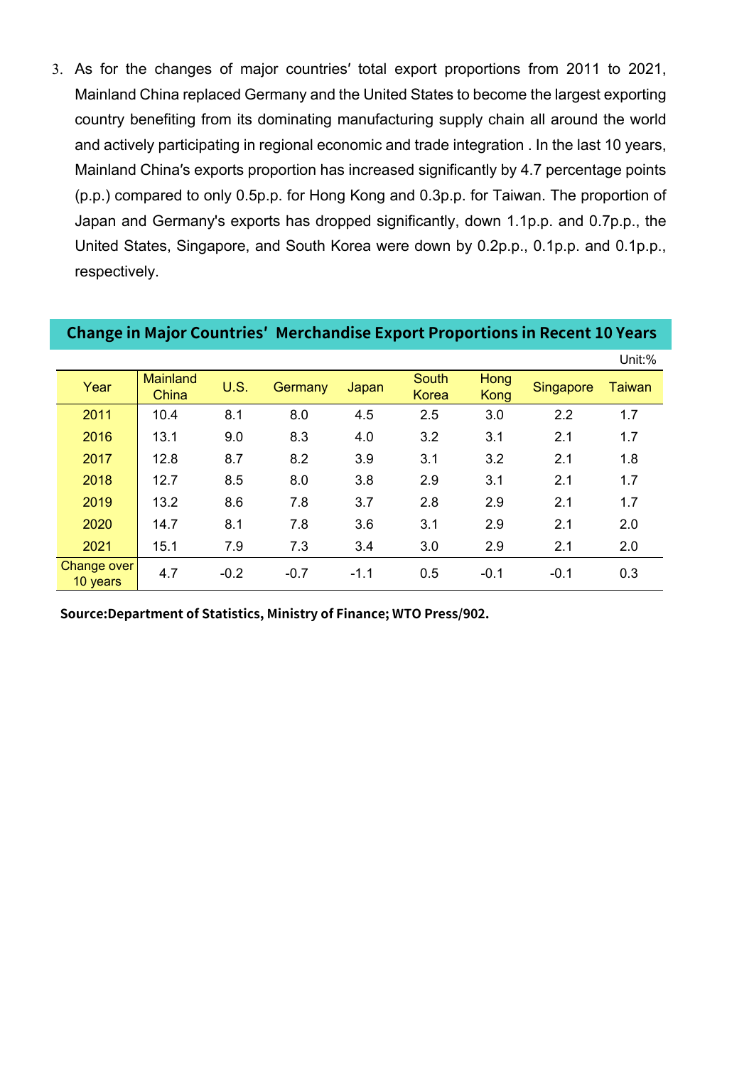3. As for the changes of major countries' total export proportions from 2011 to 2021, Mainland China replaced Germany and the United States to become the largest exporting country benefiting from its dominating manufacturing supply chain all around the world and actively participating in regional economic and trade integration . In the last 10 years, Mainland China's exports proportion has increased significantly by 4.7 percentage points (p.p.) compared to only 0.5p.p. for Hong Kong and 0.3p.p. for Taiwan. The proportion of Japan and Germany's exports has dropped significantly, down 1.1p.p. and 0.7p.p., the United States, Singapore, and South Korea were down by 0.2p.p., 0.1p.p. and 0.1p.p., respectively.

## Change in Major Countries' Merchandise Export Proportions in Recent 10 Years

Unit:%

| Year | Mainland China | U.S. | Germany | Japan | South Korea | Hong Kong | Singapore | Taiwan |
|---|---|---|---|---|---|---|---|---|
| 2011 | 10.4 | 8.1 | 8.0 | 4.5 | 2.5 | 3.0 | 2.2 | 1.7 |
| 2016 | 13.1 | 9.0 | 8.3 | 4.0 | 3.2 | 3.1 | 2.1 | 1.7 |
| 2017 | 12.8 | 8.7 | 8.2 | 3.9 | 3.1 | 3.2 | 2.1 | 1.8 |
| 2018 | 12.7 | 8.5 | 8.0 | 3.8 | 2.9 | 3.1 | 2.1 | 1.7 |
| 2019 | 13.2 | 8.6 | 7.8 | 3.7 | 2.8 | 2.9 | 2.1 | 1.7 |
| 2020 | 14.7 | 8.1 | 7.8 | 3.6 | 3.1 | 2.9 | 2.1 | 2.0 |
| 2021 | 15.1 | 7.9 | 7.3 | 3.4 | 3.0 | 2.9 | 2.1 | 2.0 |
| Change over 10 years | 4.7 | -0.2 | -0.7 | -1.1 | 0.5 | -0.1 | -0.1 | 0.3 |

**Source:Department of Statistics, Ministry of Finance; WTO Press/902.**